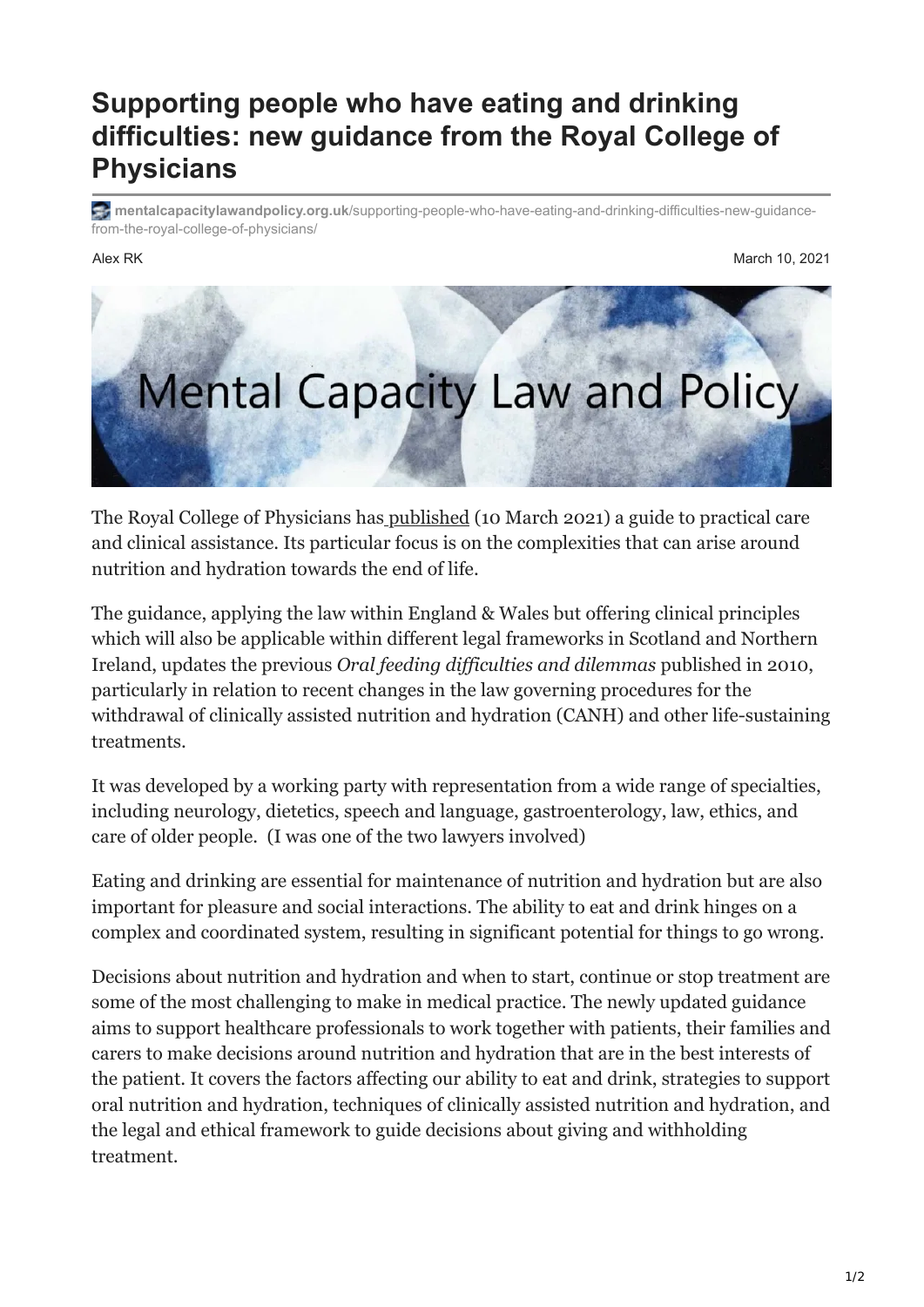# Supporting people who have eating and drinking difficulties: new guidance from the Royal College of Physicians

**mentalcapacitylawandpolicy.org.uk**/supporting-people-who-have-eating-and-drinking-difficulties-new-guidance-from-the-royal-college-of-physicians/

Alex RK

March 10, 2021

The Royal College of Physicians has published (10 March 2021) a guide to practical care and clinical assistance. Its particular focus is on the complexities that can arise around nutrition and hydration towards the end of life.

The guidance, applying the law within England & Wales but offering clinical principles which will also be applicable within different legal frameworks in Scotland and Northern Ireland, updates the previous *Oral feeding difficulties and dilemmas* published in 2010, particularly in relation to recent changes in the law governing procedures for the withdrawal of clinically assisted nutrition and hydration (CANH) and other life-sustaining treatments.

It was developed by a working party with representation from a wide range of specialties, including neurology, dietetics, speech and language, gastroenterology, law, ethics, and care of older people. (I was one of the two lawyers involved)

Eating and drinking are essential for maintenance of nutrition and hydration but are also important for pleasure and social interactions. The ability to eat and drink hinges on a complex and coordinated system, resulting in significant potential for things to go wrong.

Decisions about nutrition and hydration and when to start, continue or stop treatment are some of the most challenging to make in medical practice. The newly updated guidance aims to support healthcare professionals to work together with patients, their families and carers to make decisions around nutrition and hydration that are in the best interests of the patient. It covers the factors affecting our ability to eat and drink, strategies to support oral nutrition and hydration, techniques of clinically assisted nutrition and hydration, and the legal and ethical framework to guide decisions about giving and withholding treatment.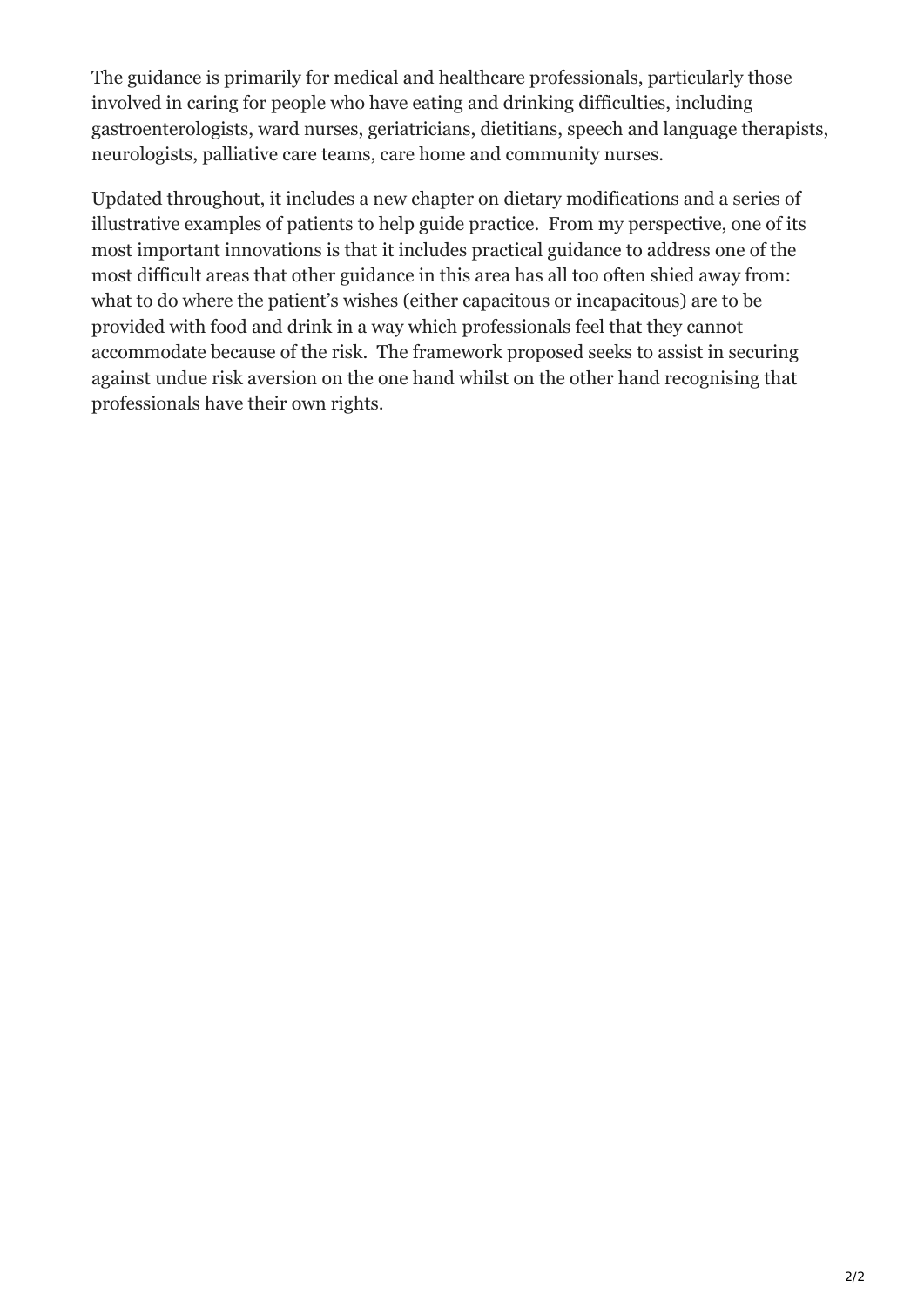The guidance is primarily for medical and healthcare professionals, particularly those involved in caring for people who have eating and drinking difficulties, including gastroenterologists, ward nurses, geriatricians, dietitians, speech and language therapists, neurologists, palliative care teams, care home and community nurses.

Updated throughout, it includes a new chapter on dietary modifications and a series of illustrative examples of patients to help guide practice. From my perspective, one of its most important innovations is that it includes practical guidance to address one of the most difficult areas that other guidance in this area has all too often shied away from: what to do where the patient's wishes (either capacitous or incapacitous) are to be provided with food and drink in a way which professionals feel that they cannot accommodate because of the risk. The framework proposed seeks to assist in securing against undue risk aversion on the one hand whilst on the other hand recognising that professionals have their own rights.